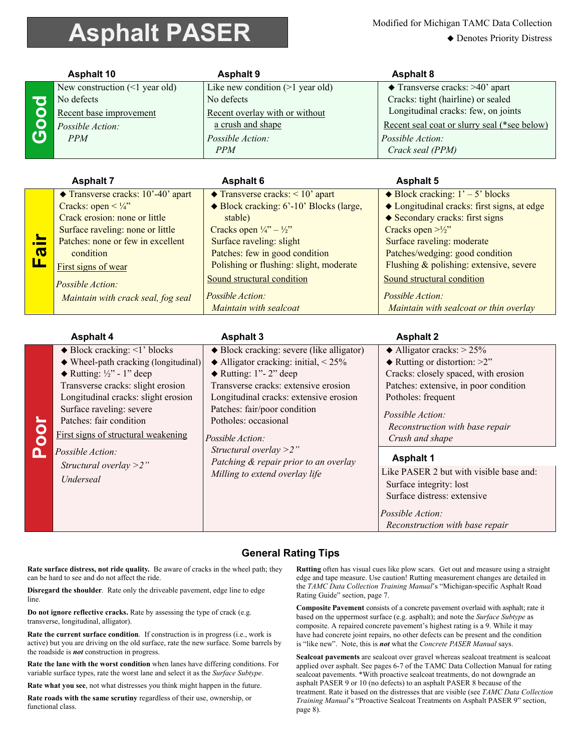# Asphalt PASER

Modified for Michigan TAMC Data Collection

◆ Denotes Priority Distress

## Good

| Asphalt 10 | Asphalt 9 | Asphalt 8 |
|---|---|---|
| New construction (<1 year old)<br>No defects<br>Recent base improvement<br>*Possible Action:*<br>*PPM* | Like new condition (>1 year old)<br>No defects<br>Recent overlay with or without a crush and shape<br>*Possible Action:*<br>*PPM* | ◆ Transverse cracks: >40' apart<br>Cracks: tight (hairline) or sealed<br>Longitudinal cracks: few, on joints<br>Recent seal coat or slurry seal (*see below)<br>*Possible Action:*<br>*Crack seal (PPM)* |

## Fair

| Asphalt 7 | Asphalt 6 | Asphalt 5 |
|---|---|---|
| ◆ Transverse cracks: 10'-40' apart<br>Cracks: open < ¼"<br>Crack erosion: none or little<br>Surface raveling: none or little<br>Patches: none or few in excellent condition<br>First signs of wear<br>*Possible Action:*<br>*Maintain with crack seal, fog seal* | ◆ Transverse cracks: < 10' apart<br>◆ Block cracking: 6'-10' Blocks (large, stable)<br>Cracks open ¼" – ½"<br>Surface raveling: slight<br>Patches: few in good condition<br>Polishing or flushing: slight, moderate<br>Sound structural condition<br>*Possible Action:*<br>*Maintain with sealcoat* | ◆ Block cracking: 1' – 5' blocks<br>◆ Longitudinal cracks: first signs, at edge<br>◆ Secondary cracks: first signs<br>Cracks open >½"<br>Surface raveling: moderate<br>Patches/wedging: good condition<br>Flushing & polishing: extensive, severe<br>Sound structural condition<br>*Possible Action:*<br>*Maintain with sealcoat or thin overlay* |

## Poor

| Asphalt 4 | Asphalt 3 | Asphalt 2 |
|---|---|---|
| ◆ Block cracking: <1' blocks<br>◆ Wheel-path cracking (longitudinal)<br>◆ Rutting: ½" - 1" deep<br>Transverse cracks: slight erosion<br>Longitudinal cracks: slight erosion<br>Surface raveling: severe<br>Patches: fair condition<br>First signs of structural weakening<br>*Possible Action:*<br>*Structural overlay >2"*<br>*Underseal* | ◆ Block cracking: severe (like alligator)<br>◆ Alligator cracking: initial, < 25%<br>◆ Rutting: 1"- 2" deep<br>Transverse cracks: extensive erosion<br>Longitudinal cracks: extensive erosion<br>Patches: fair/poor condition<br>Potholes: occasional<br>*Possible Action:*<br>*Structural overlay >2"*<br>*Patching & repair prior to an overlay*<br>*Milling to extend overlay life* | ◆ Alligator cracks: > 25%<br>◆ Rutting or distortion: >2"<br>Cracks: closely spaced, with erosion<br>Patches: extensive, in poor condition<br>Potholes: frequent<br>*Possible Action:*<br>*Reconstruction with base repair*<br>*Crush and shape*<br><br>**Asphalt 1**<br>Like PASER 2 but with visible base and:<br>Surface integrity: lost<br>Surface distress: extensive<br>*Possible Action:*<br>*Reconstruction with base repair* |

## General Rating Tips

**Rate surface distress, not ride quality.** Be aware of cracks in the wheel path; they can be hard to see and do not affect the ride.

**Disregard the shoulder**. Rate only the driveable pavement, edge line to edge line.

**Do not ignore reflective cracks.** Rate by assessing the type of crack (e.g. transverse, longitudinal, alligator).

**Rate the current surface condition**. If construction is in progress (i.e., work is active) but you are driving on the old surface, rate the new surface. Some barrels by the roadside is ***not*** construction in progress.

**Rate the lane with the worst condition** when lanes have differing conditions. For variable surface types, rate the worst lane and select it as the *Surface Subtype*.

**Rate what you see**, not what distresses you think might happen in the future.

**Rate roads with the same scrutiny** regardless of their use, ownership, or functional class.

**Rutting** often has visual cues like plow scars. Get out and measure using a straight edge and tape measure. Use caution! Rutting measurement changes are detailed in the *TAMC Data Collection Training Manual*'s "Michigan-specific Asphalt Road Rating Guide" section, page 7.

**Composite Pavement** consists of a concrete pavement overlaid with asphalt; rate it based on the uppermost surface (e.g. asphalt); and note the *Surface Subtype* as composite. A repaired concrete pavement's highest rating is a 9. While it may have had concrete joint repairs, no other defects can be present and the condition is "like new". Note, this is ***not*** what the *Concrete PASER Manual* says.

**Sealcoat pavements** are sealcoat over gravel whereas sealcoat treatment is sealcoat applied over asphalt. See pages 6-7 of the TAMC Data Collection Manual for rating sealcoat pavements. *With proactive sealcoat treatments, do not downgrade an asphalt PASER 9 or 10 (no defects) to an asphalt PASER 8 because of the treatment. Rate it based on the distresses that are visible (see *TAMC Data Collection Training Manual*'s "Proactive Sealcoat Treatments on Asphalt PASER 9" section, page 8).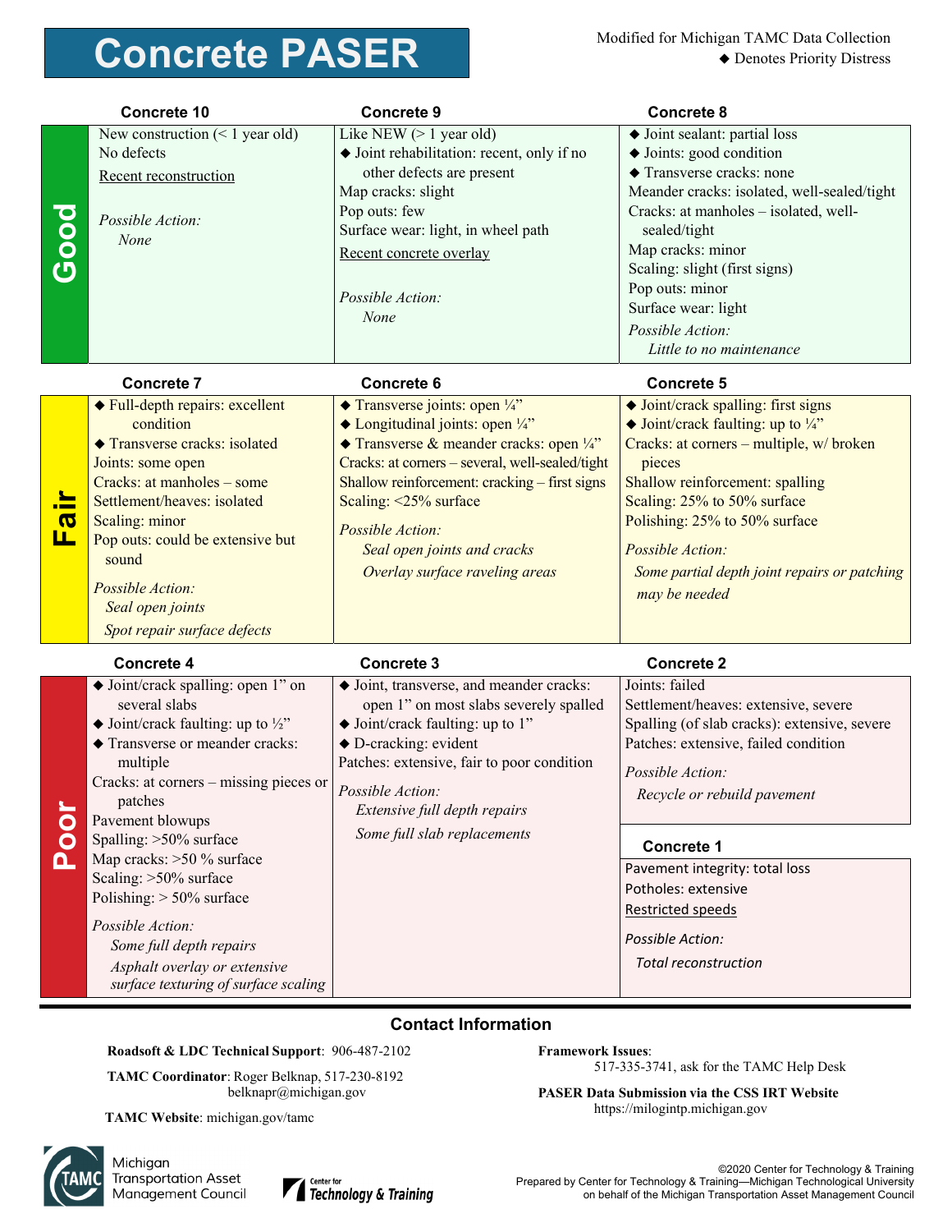# Concrete PASER

Modified for Michigan TAMC Data Collection
◆ Denotes Priority Distress

## Good

| Concrete 10 | Concrete 9 | Concrete 8 |
|---|---|---|
| New construction (< 1 year old)<br>No defects<br>Recent reconstruction<br><br>*Possible Action:*<br>*None* | Like NEW (> 1 year old)<br>◆ Joint rehabilitation: recent, only if no other defects are present<br>Map cracks: slight<br>Pop outs: few<br>Surface wear: light, in wheel path<br>Recent concrete overlay<br><br>*Possible Action:*<br>*None* | ◆ Joint sealant: partial loss<br>◆ Joints: good condition<br>◆ Transverse cracks: none<br>Meander cracks: isolated, well-sealed/tight<br>Cracks: at manholes – isolated, well-sealed/tight<br>Map cracks: minor<br>Scaling: slight (first signs)<br>Pop outs: minor<br>Surface wear: light<br>*Possible Action:*<br>*Little to no maintenance* |

## Fair

| Concrete 7 | Concrete 6 | Concrete 5 |
|---|---|---|
| ◆ Full-depth repairs: excellent condition<br>◆ Transverse cracks: isolated<br>Joints: some open<br>Cracks: at manholes – some<br>Settlement/heaves: isolated<br>Scaling: minor<br>Pop outs: could be extensive but sound<br>*Possible Action:*<br>*Seal open joints*<br>*Spot repair surface defects* | ◆ Transverse joints: open ¼"<br>◆ Longitudinal joints: open ¼"<br>◆ Transverse & meander cracks: open ¼"<br>Cracks: at corners – several, well-sealed/tight<br>Shallow reinforcement: cracking – first signs<br>Scaling: <25% surface<br>*Possible Action:*<br>*Seal open joints and cracks*<br>*Overlay surface raveling areas* | ◆ Joint/crack spalling: first signs<br>◆ Joint/crack faulting: up to ¼"<br>Cracks: at corners – multiple, w/ broken pieces<br>Shallow reinforcement: spalling<br>Scaling: 25% to 50% surface<br>Polishing: 25% to 50% surface<br>*Possible Action:*<br>*Some partial depth joint repairs or patching may be needed* |

## Poor

| Concrete 4 | Concrete 3 | Concrete 2 / Concrete 1 |
|---|---|---|
| ◆ Joint/crack spalling: open 1" on several slabs<br>◆ Joint/crack faulting: up to ½"<br>◆ Transverse or meander cracks: multiple<br>Cracks: at corners – missing pieces or patches<br>Pavement blowups<br>Spalling: >50% surface<br>Map cracks: >50 % surface<br>Scaling: >50% surface<br>Polishing: > 50% surface<br>*Possible Action:*<br>*Some full depth repairs*<br>*Asphalt overlay or extensive surface texturing of surface scaling* | ◆ Joint, transverse, and meander cracks: open 1" on most slabs severely spalled<br>◆ Joint/crack faulting: up to 1"<br>◆ D-cracking: evident<br>Patches: extensive, fair to poor condition<br>*Possible Action:*<br>*Extensive full depth repairs*<br>*Some full slab replacements* | **Concrete 2**<br>Joints: failed<br>Settlement/heaves: extensive, severe<br>Spalling (of slab cracks): extensive, severe<br>Patches: extensive, failed condition<br>*Possible Action:*<br>*Recycle or rebuild pavement*<br><br>**Concrete 1**<br>Pavement integrity: total loss<br>Potholes: extensive<br>Restricted speeds<br>*Possible Action:*<br>*Total reconstruction* |

## Contact Information

**Roadsoft & LDC Technical Support**: 906-487-2102

**TAMC Coordinator**: Roger Belknap, 517-230-8192
belknapr@michigan.gov

**TAMC Website**: michigan.gov/tamc

**Framework Issues**:
517-335-3741, ask for the TAMC Help Desk

**PASER Data Submission via the CSS IRT Website**
https://milogintp.michigan.gov

Michigan Transportation Asset Management Council

Center for Technology & Training

©2020 Center for Technology & Training
Prepared by Center for Technology & Training—Michigan Technological University
on behalf of the Michigan Transportation Asset Management Council